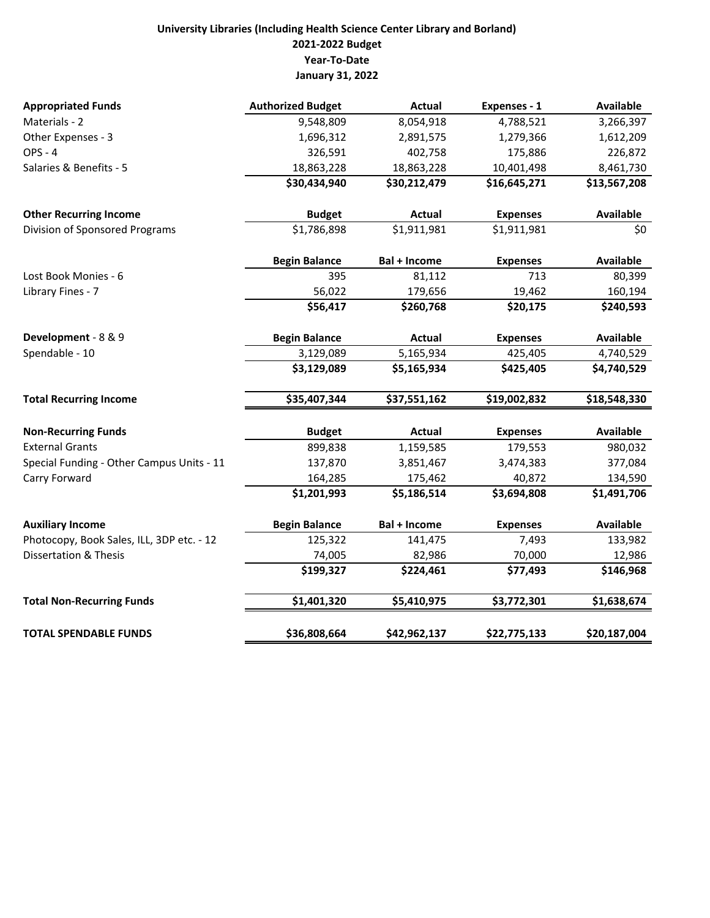**University Libraries (Including Health Science Center Library and Borland)**
**2021-2022 Budget**
**Year-To-Date**
**January 31, 2022**

| **Appropriated Funds** | **Authorized Budget** | **Actual** | **Expenses - 1** | **Available** |
|---|---|---|---|---|
| Materials - 2 | 9,548,809 | 8,054,918 | 4,788,521 | 3,266,397 |
| Other Expenses - 3 | 1,696,312 | 2,891,575 | 1,279,366 | 1,612,209 |
| OPS - 4 | 326,591 | 402,758 | 175,886 | 226,872 |
| Salaries & Benefits - 5 | 18,863,228 | 18,863,228 | 10,401,498 | 8,461,730 |
| | **$30,434,940** | **$30,212,479** | **$16,645,271** | **$13,567,208** |
| **Other Recurring Income** | **Budget** | **Actual** | **Expenses** | **Available** |
| Division of Sponsored Programs | $1,786,898 | $1,911,981 | $1,911,981 | $0 |
| | **Begin Balance** | **Bal + Income** | **Expenses** | **Available** |
| Lost Book Monies - 6 | 395 | 81,112 | 713 | 80,399 |
| Library Fines - 7 | 56,022 | 179,656 | 19,462 | 160,194 |
| | **$56,417** | **$260,768** | **$20,175** | **$240,593** |
| **Development** - 8 & 9 | **Begin Balance** | **Actual** | **Expenses** | **Available** |
| Spendable - 10 | 3,129,089 | 5,165,934 | 425,405 | 4,740,529 |
| | **$3,129,089** | **$5,165,934** | **$425,405** | **$4,740,529** |
| **Total Recurring Income** | **$35,407,344** | **$37,551,162** | **$19,002,832** | **$18,548,330** |
| **Non-Recurring Funds** | **Budget** | **Actual** | **Expenses** | **Available** |
| External Grants | 899,838 | 1,159,585 | 179,553 | 980,032 |
| Special Funding - Other Campus Units - 11 | 137,870 | 3,851,467 | 3,474,383 | 377,084 |
| Carry Forward | 164,285 | 175,462 | 40,872 | 134,590 |
| | **$1,201,993** | **$5,186,514** | **$3,694,808** | **$1,491,706** |
| **Auxiliary Income** | **Begin Balance** | **Bal + Income** | **Expenses** | **Available** |
| Photocopy, Book Sales, ILL, 3DP etc. - 12 | 125,322 | 141,475 | 7,493 | 133,982 |
| Dissertation & Thesis | 74,005 | 82,986 | 70,000 | 12,986 |
| | **$199,327** | **$224,461** | **$77,493** | **$146,968** |
| **Total Non-Recurring Funds** | **$1,401,320** | **$5,410,975** | **$3,772,301** | **$1,638,674** |
| **TOTAL SPENDABLE FUNDS** | **$36,808,664** | **$42,962,137** | **$22,775,133** | **$20,187,004** |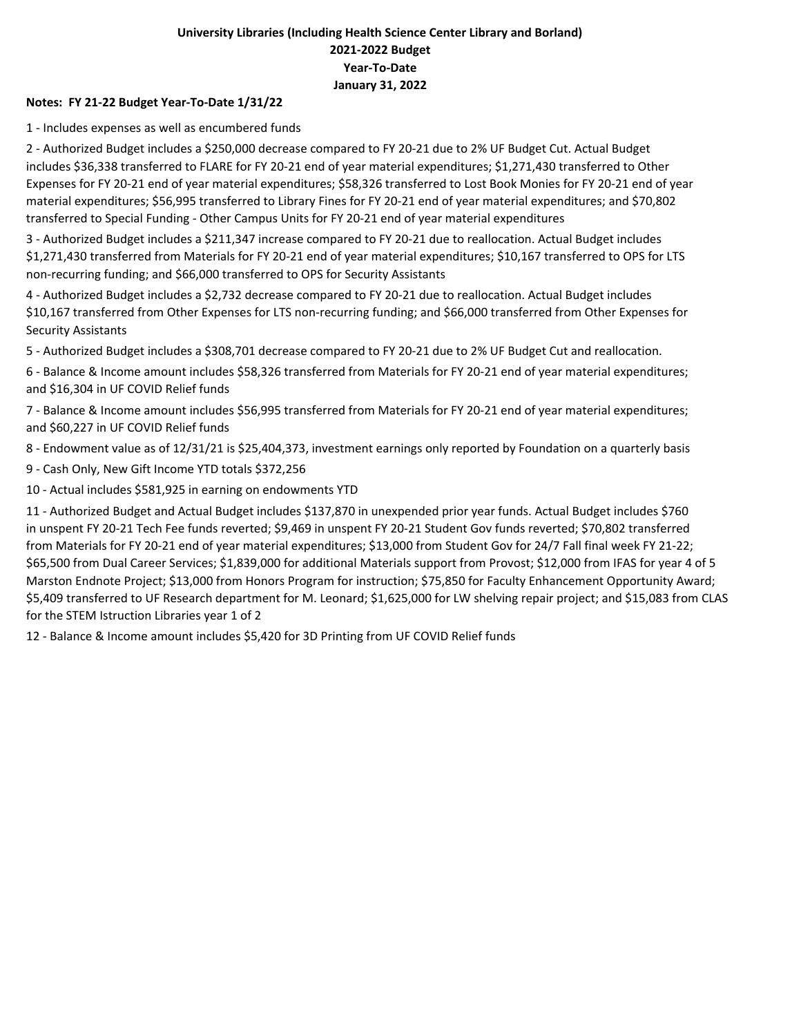**University Libraries (Including Health Science Center Library and Borland)**
**2021-2022 Budget**
**Year-To-Date**
**January 31, 2022**

**Notes: FY 21-22 Budget Year-To-Date 1/31/22**

1 - Includes expenses as well as encumbered funds

2 - Authorized Budget includes a $250,000 decrease compared to FY 20-21 due to 2% UF Budget Cut. Actual Budget includes $36,338 transferred to FLARE for FY 20-21 end of year material expenditures; $1,271,430 transferred to Other Expenses for FY 20-21 end of year material expenditures; $58,326 transferred to Lost Book Monies for FY 20-21 end of year material expenditures; $56,995 transferred to Library Fines for FY 20-21 end of year material expenditures; and $70,802 transferred to Special Funding - Other Campus Units for FY 20-21 end of year material expenditures

3 - Authorized Budget includes a $211,347 increase compared to FY 20-21 due to reallocation. Actual Budget includes $1,271,430 transferred from Materials for FY 20-21 end of year material expenditures; $10,167 transferred to OPS for LTS non-recurring funding; and $66,000 transferred to OPS for Security Assistants

4 - Authorized Budget includes a $2,732 decrease compared to FY 20-21 due to reallocation. Actual Budget includes $10,167 transferred from Other Expenses for LTS non-recurring funding; and $66,000 transferred from Other Expenses for Security Assistants

5 - Authorized Budget includes a $308,701 decrease compared to FY 20-21 due to 2% UF Budget Cut and reallocation.

6 - Balance & Income amount includes $58,326 transferred from Materials for FY 20-21 end of year material expenditures; and $16,304 in UF COVID Relief funds

7 - Balance & Income amount includes $56,995 transferred from Materials for FY 20-21 end of year material expenditures; and $60,227 in UF COVID Relief funds

8 - Endowment value as of 12/31/21 is $25,404,373, investment earnings only reported by Foundation on a quarterly basis

9 - Cash Only, New Gift Income YTD totals $372,256

10 - Actual includes $581,925 in earning on endowments YTD

11 - Authorized Budget and Actual Budget includes $137,870 in unexpended prior year funds. Actual Budget includes $760 in unspent FY 20-21 Tech Fee funds reverted; $9,469 in unspent FY 20-21 Student Gov funds reverted; $70,802 transferred from Materials for FY 20-21 end of year material expenditures; $13,000 from Student Gov for 24/7 Fall final week FY 21-22; $65,500 from Dual Career Services; $1,839,000 for additional Materials support from Provost; $12,000 from IFAS for year 4 of 5 Marston Endnote Project; $13,000 from Honors Program for instruction; $75,850 for Faculty Enhancement Opportunity Award; $5,409 transferred to UF Research department for M. Leonard; $1,625,000 for LW shelving repair project; and $15,083 from CLAS for the STEM Istruction Libraries year 1 of 2

12 - Balance & Income amount includes $5,420 for 3D Printing from UF COVID Relief funds